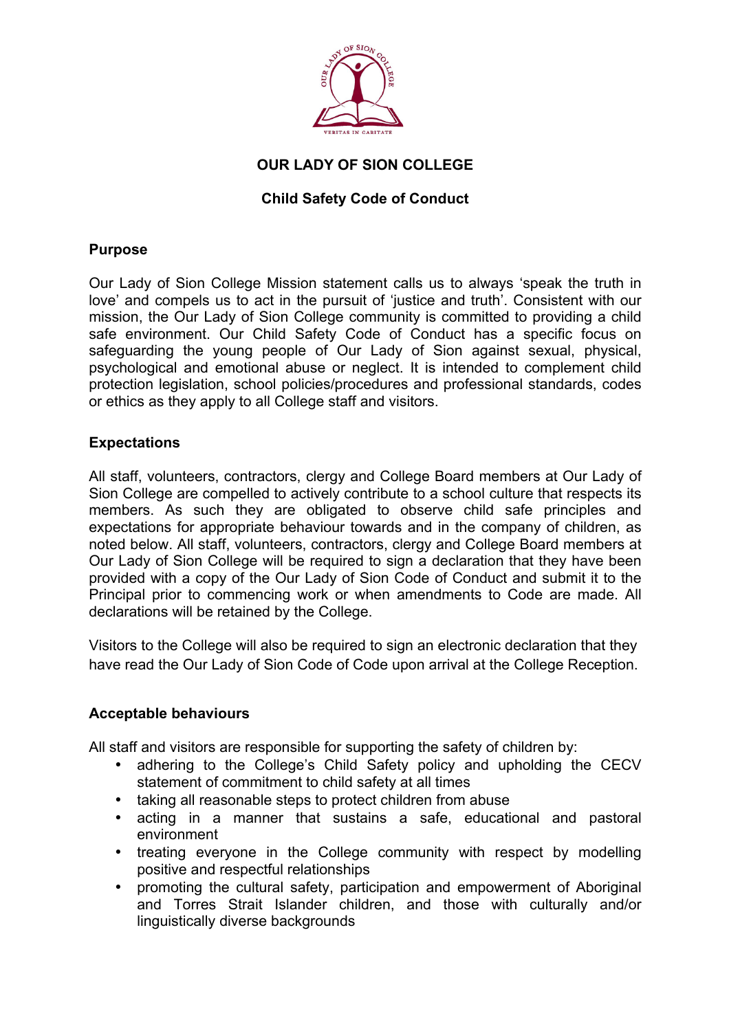# OUR LADY OF SION COLLEGE

## Child Safety Code of Conduct

### Purpose

Our Lady of Sion College Mission statement calls us to always 'speak the truth in love' and compels us to act in the pursuit of 'justice and truth'. Consistent with our mission, the Our Lady of Sion College community is committed to providing a child safe environment. Our Child Safety Code of Conduct has a specific focus on safeguarding the young people of Our Lady of Sion against sexual, physical, psychological and emotional abuse or neglect. It is intended to complement child protection legislation, school policies/procedures and professional standards, codes or ethics as they apply to all College staff and visitors.

### Expectations

All staff, volunteers, contractors, clergy and College Board members at Our Lady of Sion College are compelled to actively contribute to a school culture that respects its members. As such they are obligated to observe child safe principles and expectations for appropriate behaviour towards and in the company of children, as noted below. All staff, volunteers, contractors, clergy and College Board members at Our Lady of Sion College will be required to sign a declaration that they have been provided with a copy of the Our Lady of Sion Code of Conduct and submit it to the Principal prior to commencing work or when amendments to Code are made. All declarations will be retained by the College.

Visitors to the College will also be required to sign an electronic declaration that they have read the Our Lady of Sion Code of Code upon arrival at the College Reception.

### Acceptable behaviours

All staff and visitors are responsible for supporting the safety of children by:

- adhering to the College's Child Safety policy and upholding the CECV statement of commitment to child safety at all times
- taking all reasonable steps to protect children from abuse
- acting in a manner that sustains a safe, educational and pastoral environment
- treating everyone in the College community with respect by modelling positive and respectful relationships
- promoting the cultural safety, participation and empowerment of Aboriginal and Torres Strait Islander children, and those with culturally and/or linguistically diverse backgrounds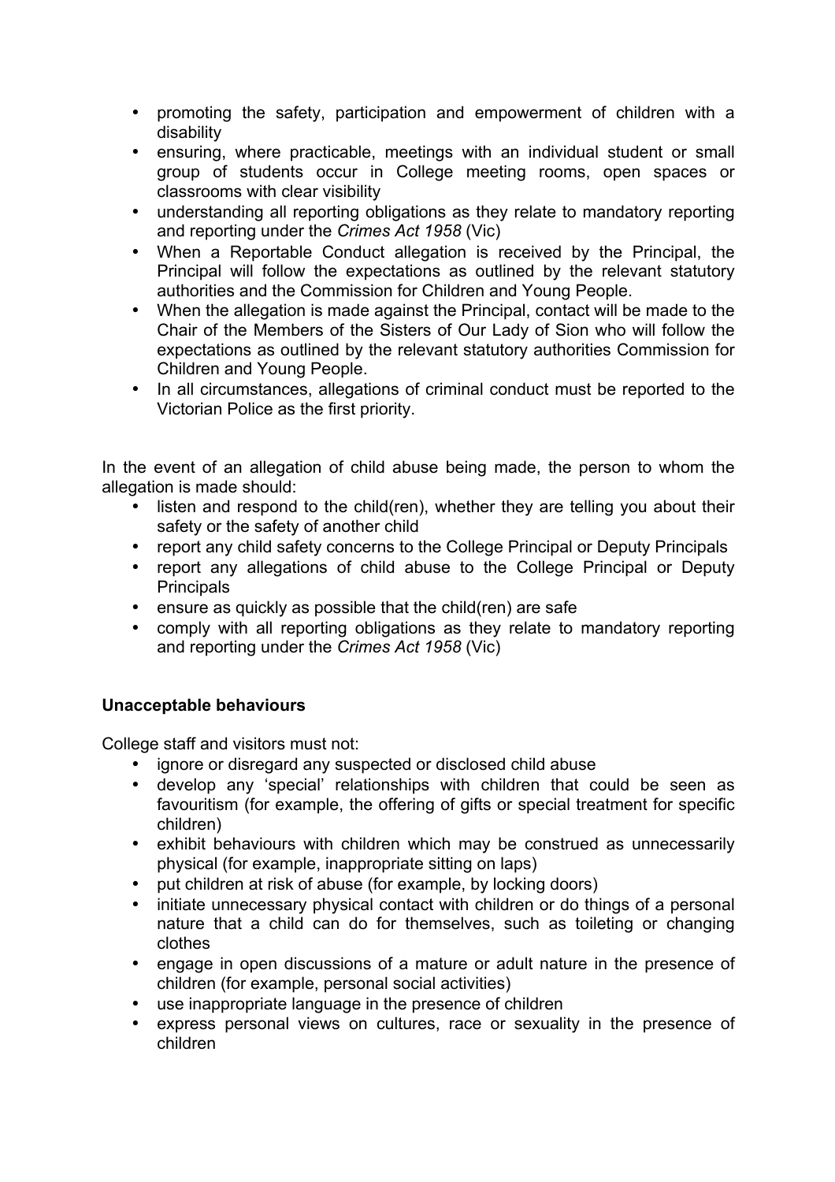- promoting the safety, participation and empowerment of children with a disability
- ensuring, where practicable, meetings with an individual student or small group of students occur in College meeting rooms, open spaces or classrooms with clear visibility
- understanding all reporting obligations as they relate to mandatory reporting and reporting under the *Crimes Act 1958* (Vic)
- When a Reportable Conduct allegation is received by the Principal, the Principal will follow the expectations as outlined by the relevant statutory authorities and the Commission for Children and Young People.
- When the allegation is made against the Principal, contact will be made to the Chair of the Members of the Sisters of Our Lady of Sion who will follow the expectations as outlined by the relevant statutory authorities Commission for Children and Young People.
- In all circumstances, allegations of criminal conduct must be reported to the Victorian Police as the first priority.

In the event of an allegation of child abuse being made, the person to whom the allegation is made should:

- listen and respond to the child(ren), whether they are telling you about their safety or the safety of another child
- report any child safety concerns to the College Principal or Deputy Principals
- report any allegations of child abuse to the College Principal or Deputy Principals
- ensure as quickly as possible that the child(ren) are safe
- comply with all reporting obligations as they relate to mandatory reporting and reporting under the *Crimes Act 1958* (Vic)

**Unacceptable behaviours**

College staff and visitors must not:

- ignore or disregard any suspected or disclosed child abuse
- develop any 'special' relationships with children that could be seen as favouritism (for example, the offering of gifts or special treatment for specific children)
- exhibit behaviours with children which may be construed as unnecessarily physical (for example, inappropriate sitting on laps)
- put children at risk of abuse (for example, by locking doors)
- initiate unnecessary physical contact with children or do things of a personal nature that a child can do for themselves, such as toileting or changing clothes
- engage in open discussions of a mature or adult nature in the presence of children (for example, personal social activities)
- use inappropriate language in the presence of children
- express personal views on cultures, race or sexuality in the presence of children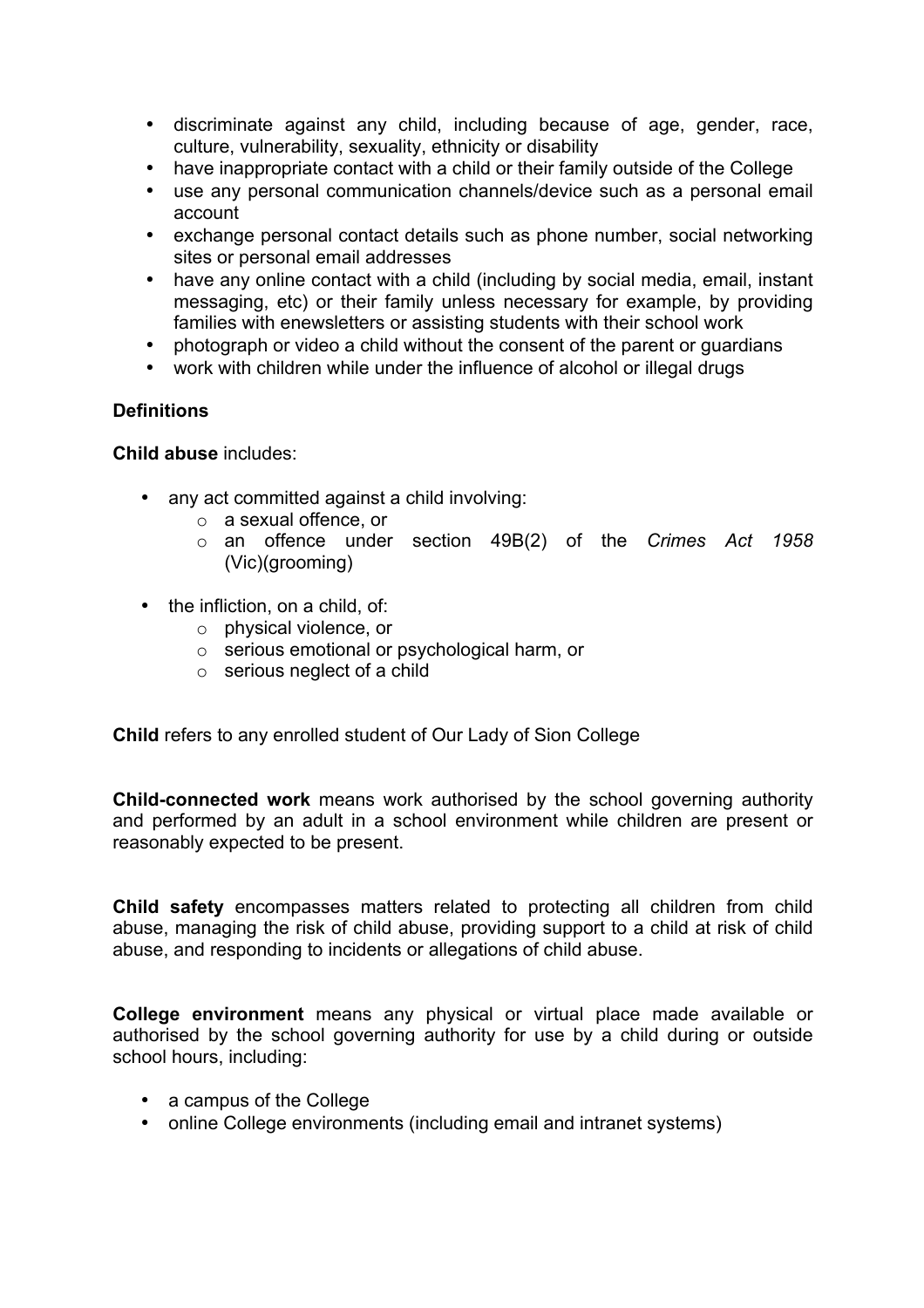- discriminate against any child, including because of age, gender, race, culture, vulnerability, sexuality, ethnicity or disability
- have inappropriate contact with a child or their family outside of the College
- use any personal communication channels/device such as a personal email account
- exchange personal contact details such as phone number, social networking sites or personal email addresses
- have any online contact with a child (including by social media, email, instant messaging, etc) or their family unless necessary for example, by providing families with enewsletters or assisting students with their school work
- photograph or video a child without the consent of the parent or guardians
- work with children while under the influence of alcohol or illegal drugs

**Definitions**

**Child abuse** includes:

- any act committed against a child involving:
  - a sexual offence, or
  - an offence under section 49B(2) of the *Crimes Act 1958* (Vic)(grooming)
- the infliction, on a child, of:
  - physical violence, or
  - serious emotional or psychological harm, or
  - serious neglect of a child

**Child** refers to any enrolled student of Our Lady of Sion College

**Child-connected work** means work authorised by the school governing authority and performed by an adult in a school environment while children are present or reasonably expected to be present.

**Child safety** encompasses matters related to protecting all children from child abuse, managing the risk of child abuse, providing support to a child at risk of child abuse, and responding to incidents or allegations of child abuse.

**College environment** means any physical or virtual place made available or authorised by the school governing authority for use by a child during or outside school hours, including:

- a campus of the College
- online College environments (including email and intranet systems)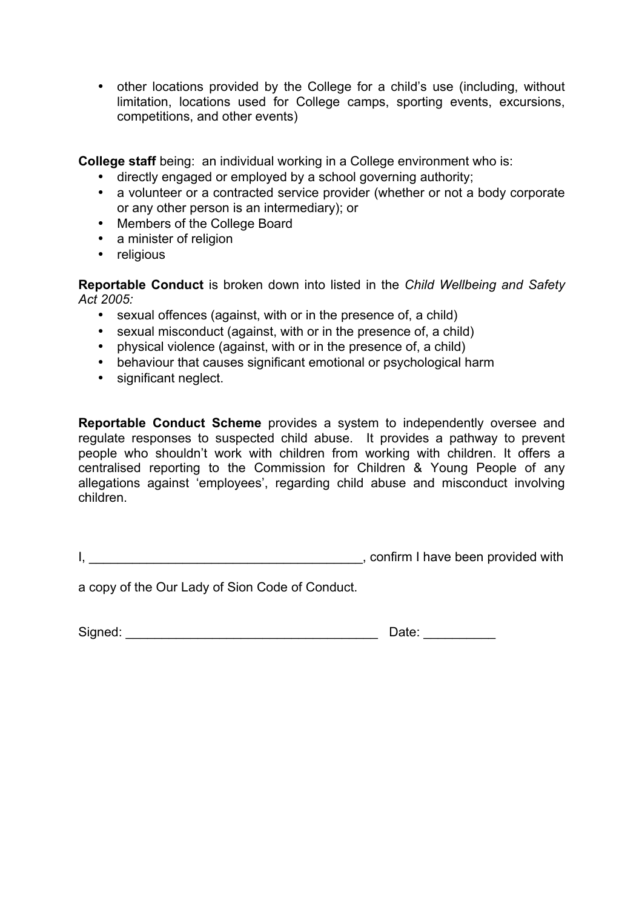- other locations provided by the College for a child's use (including, without limitation, locations used for College camps, sporting events, excursions, competitions, and other events)

**College staff** being: an individual working in a College environment who is:

- directly engaged or employed by a school governing authority;
- a volunteer or a contracted service provider (whether or not a body corporate or any other person is an intermediary); or
- Members of the College Board
- a minister of religion
- religious

**Reportable Conduct** is broken down into listed in the *Child Wellbeing and Safety Act 2005:*

- sexual offences (against, with or in the presence of, a child)
- sexual misconduct (against, with or in the presence of, a child)
- physical violence (against, with or in the presence of, a child)
- behaviour that causes significant emotional or psychological harm
- significant neglect.

**Reportable Conduct Scheme** provides a system to independently oversee and regulate responses to suspected child abuse. It provides a pathway to prevent people who shouldn't work with children from working with children. It offers a centralised reporting to the Commission for Children & Young People of any allegations against 'employees', regarding child abuse and misconduct involving children.

I, ______________________________________, confirm I have been provided with

a copy of the Our Lady of Sion Code of Conduct.

Signed: ___________________________________ Date: __________